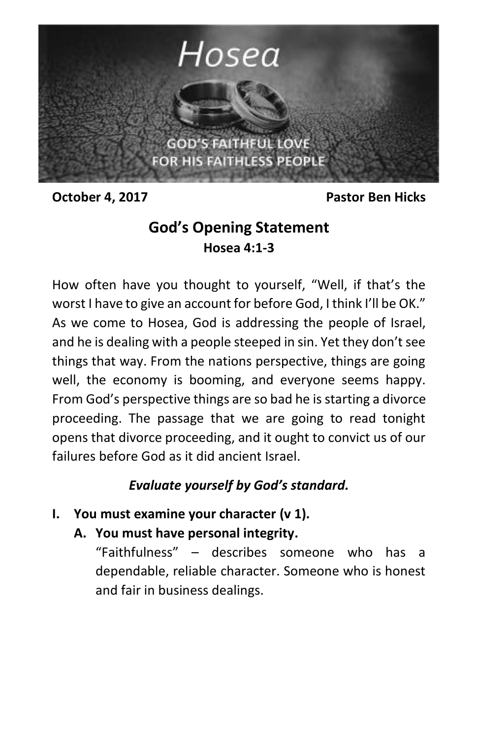Hosea

GOD'S FAITHFUL LOVE FOR HIS FAITHLESS PEOPLE

**October 4, 2017** **Pastor Ben Hicks**

# God's Opening Statement

**Hosea 4:1-3**

How often have you thought to yourself, "Well, if that's the worst I have to give an account for before God, I think I'll be OK." As we come to Hosea, God is addressing the people of Israel, and he is dealing with a people steeped in sin. Yet they don't see things that way. From the nations perspective, things are going well, the economy is booming, and everyone seems happy. From God's perspective things are so bad he is starting a divorce proceeding. The passage that we are going to read tonight opens that divorce proceeding, and it ought to convict us of our failures before God as it did ancient Israel.

***Evaluate yourself by God's standard.***

**I. You must examine your character (v 1).**

**A. You must have personal integrity.**

"Faithfulness" – describes someone who has a dependable, reliable character. Someone who is honest and fair in business dealings.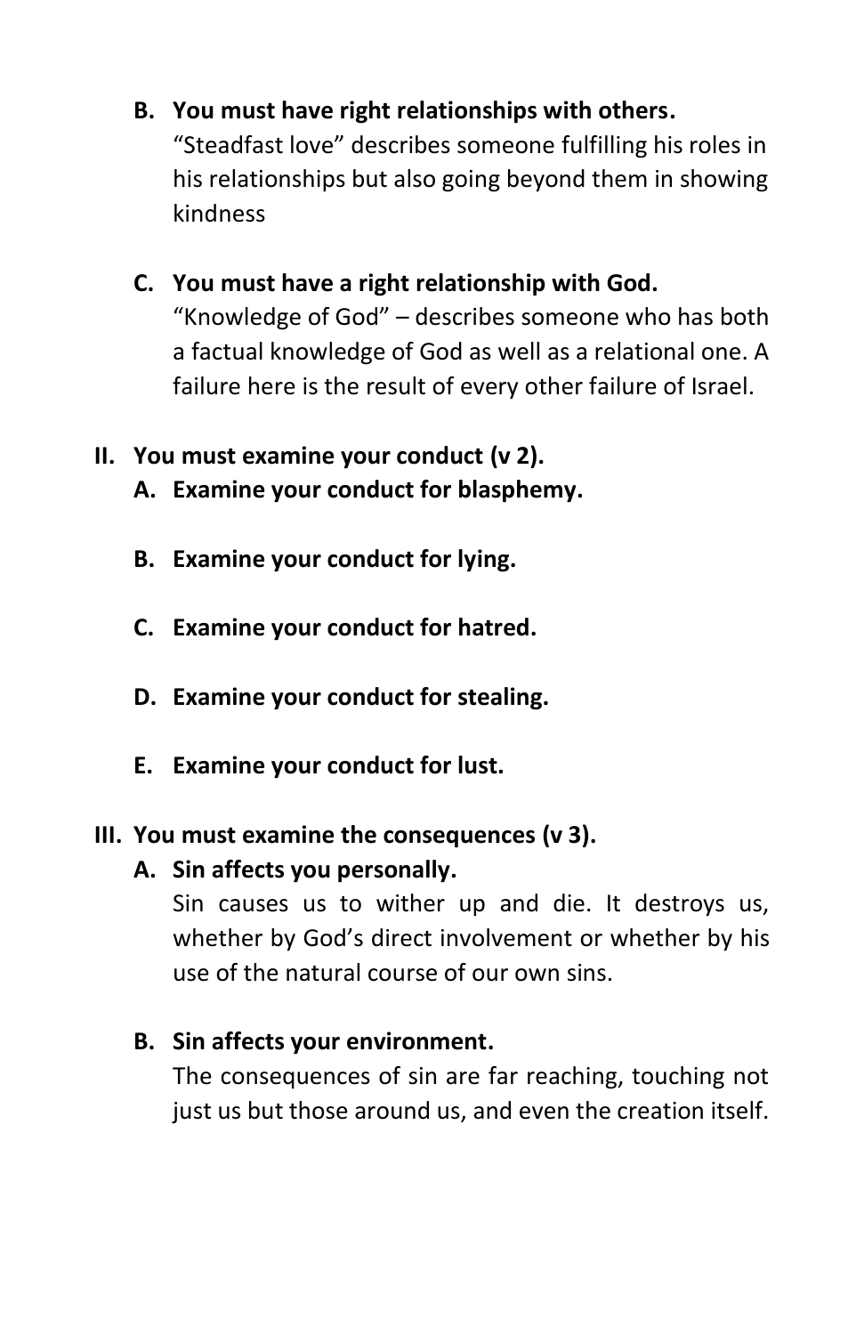B. **You must have right relationships with others.**
   “Steadfast love” describes someone fulfilling his roles in his relationships but also going beyond them in showing kindness

C. **You must have a right relationship with God.**
   “Knowledge of God” – describes someone who has both a factual knowledge of God as well as a relational one. A failure here is the result of every other failure of Israel.

II. **You must examine your conduct (v 2).**
   A. **Examine your conduct for blasphemy.**

   B. **Examine your conduct for lying.**

   C. **Examine your conduct for hatred.**

   D. **Examine your conduct for stealing.**

   E. **Examine your conduct for lust.**

III. **You must examine the consequences (v 3).**
   A. **Sin affects you personally.**
      Sin causes us to wither up and die. It destroys us, whether by God’s direct involvement or whether by his use of the natural course of our own sins.

   B. **Sin affects your environment.**
      The consequences of sin are far reaching, touching not just us but those around us, and even the creation itself.